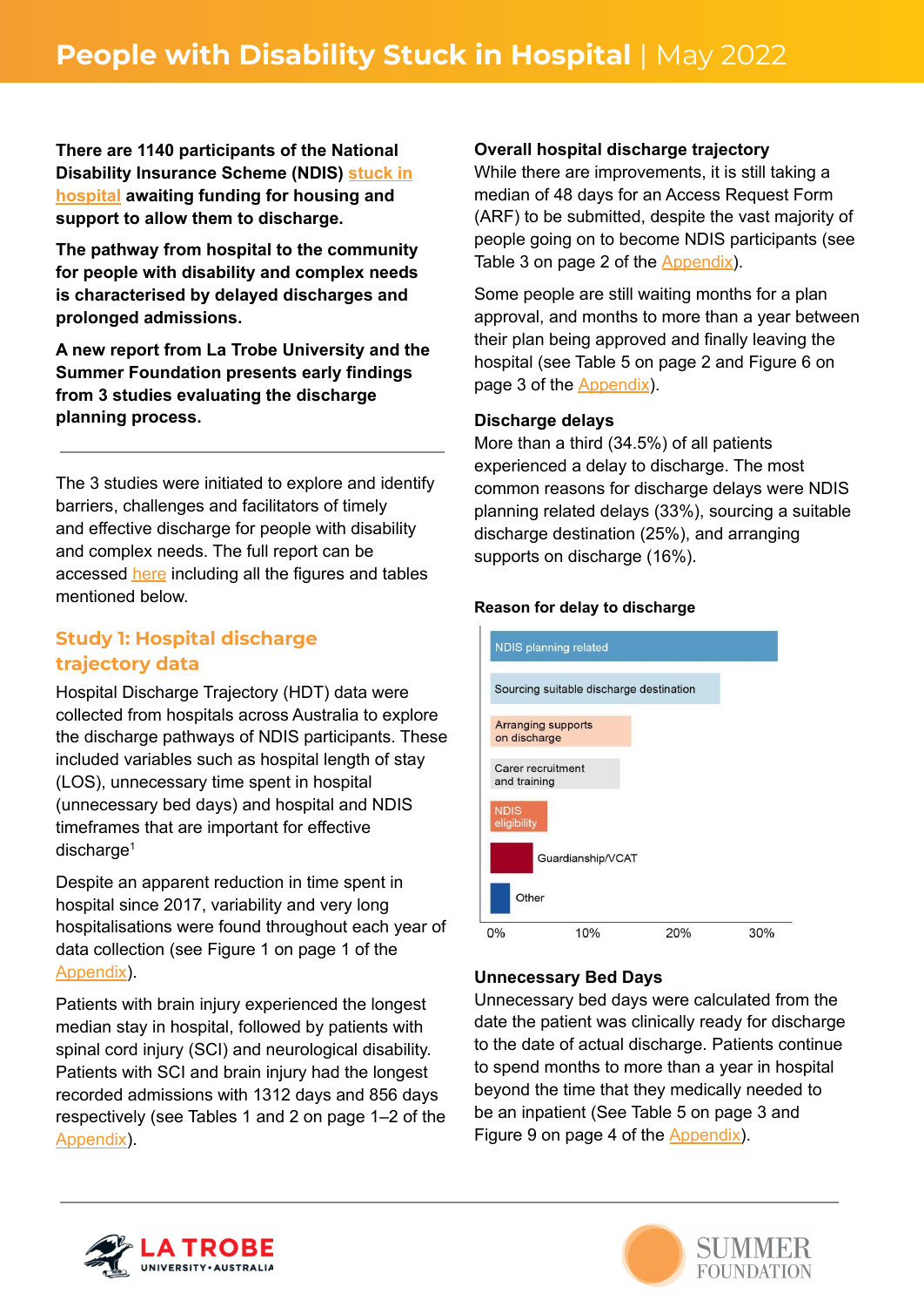# People with Disability Stuck in Hospital | May 2022

**There are 1140 participants of the National Disability Insurance Scheme (NDIS) stuck in hospital awaiting funding for housing and support to allow them to discharge.**

**The pathway from hospital to the community for people with disability and complex needs is characterised by delayed discharges and prolonged admissions.**

**A new report from La Trobe University and the Summer Foundation presents early findings from 3 studies evaluating the discharge planning process.**

---

The 3 studies were initiated to explore and identify barriers, challenges and facilitators of timely and effective discharge for people with disability and complex needs. The full report can be accessed here including all the figures and tables mentioned below.

## Study 1: Hospital discharge trajectory data

Hospital Discharge Trajectory (HDT) data were collected from hospitals across Australia to explore the discharge pathways of NDIS participants. These included variables such as hospital length of stay (LOS), unnecessary time spent in hospital (unnecessary bed days) and hospital and NDIS timeframes that are important for effective discharge[1]

Despite an apparent reduction in time spent in hospital since 2017, variability and very long hospitalisations were found throughout each year of data collection (see Figure 1 on page 1 of the Appendix).

Patients with brain injury experienced the longest median stay in hospital, followed by patients with spinal cord injury (SCI) and neurological disability. Patients with SCI and brain injury had the longest recorded admissions with 1312 days and 856 days respectively (see Tables 1 and 2 on page 1–2 of the Appendix).

### Overall hospital discharge trajectory

While there are improvements, it is still taking a median of 48 days for an Access Request Form (ARF) to be submitted, despite the vast majority of people going on to become NDIS participants (see Table 3 on page 2 of the Appendix).

Some people are still waiting months for a plan approval, and months to more than a year between their plan being approved and finally leaving the hospital (see Table 5 on page 2 and Figure 6 on page 3 of the Appendix).

### Discharge delays

More than a third (34.5%) of all patients experienced a delay to discharge. The most common reasons for discharge delays were NDIS planning related delays (33%), sourcing a suitable discharge destination (25%), and arranging supports on discharge (16%).

**Reason for delay to discharge**

- NDIS planning related
- Sourcing suitable discharge destination
- Arranging supports on discharge
- Carer recruitment and training
- NDIS eligibility
- Guardianship/VCAT
- Other

0% 10% 20% 30%

### Unnecessary Bed Days

Unnecessary bed days were calculated from the date the patient was clinically ready for discharge to the date of actual discharge. Patients continue to spend months to more than a year in hospital beyond the time that they medically needed to be an inpatient (See Table 5 on page 3 and Figure 9 on page 4 of the Appendix).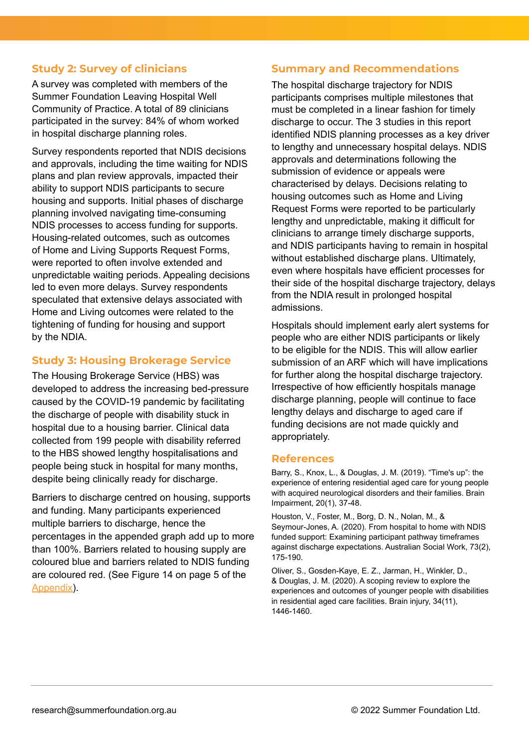## Study 2: Survey of clinicians

A survey was completed with members of the Summer Foundation Leaving Hospital Well Community of Practice. A total of 89 clinicians participated in the survey: 84% of whom worked in hospital discharge planning roles.

Survey respondents reported that NDIS decisions and approvals, including the time waiting for NDIS plans and plan review approvals, impacted their ability to support NDIS participants to secure housing and supports. Initial phases of discharge planning involved navigating time-consuming NDIS processes to access funding for supports. Housing-related outcomes, such as outcomes of Home and Living Supports Request Forms, were reported to often involve extended and unpredictable waiting periods. Appealing decisions led to even more delays. Survey respondents speculated that extensive delays associated with Home and Living outcomes were related to the tightening of funding for housing and support by the NDIA.

## Study 3: Housing Brokerage Service

The Housing Brokerage Service (HBS) was developed to address the increasing bed-pressure caused by the COVID-19 pandemic by facilitating the discharge of people with disability stuck in hospital due to a housing barrier. Clinical data collected from 199 people with disability referred to the HBS showed lengthy hospitalisations and people being stuck in hospital for many months, despite being clinically ready for discharge.

Barriers to discharge centred on housing, supports and funding. Many participants experienced multiple barriers to discharge, hence the percentages in the appended graph add up to more than 100%. Barriers related to housing supply are coloured blue and barriers related to NDIS funding are coloured red. (See Figure 14 on page 5 of the Appendix).

## Summary and Recommendations

The hospital discharge trajectory for NDIS participants comprises multiple milestones that must be completed in a linear fashion for timely discharge to occur. The 3 studies in this report identified NDIS planning processes as a key driver to lengthy and unnecessary hospital delays. NDIS approvals and determinations following the submission of evidence or appeals were characterised by delays. Decisions relating to housing outcomes such as Home and Living Request Forms were reported to be particularly lengthy and unpredictable, making it difficult for clinicians to arrange timely discharge supports, and NDIS participants having to remain in hospital without established discharge plans. Ultimately, even where hospitals have efficient processes for their side of the hospital discharge trajectory, delays from the NDIA result in prolonged hospital admissions.

Hospitals should implement early alert systems for people who are either NDIS participants or likely to be eligible for the NDIS. This will allow earlier submission of an ARF which will have implications for further along the hospital discharge trajectory. Irrespective of how efficiently hospitals manage discharge planning, people will continue to face lengthy delays and discharge to aged care if funding decisions are not made quickly and appropriately.

## References

Barry, S., Knox, L., & Douglas, J. M. (2019). "Time's up": the experience of entering residential aged care for young people with acquired neurological disorders and their families. Brain Impairment, 20(1), 37-48.

Houston, V., Foster, M., Borg, D. N., Nolan, M., & Seymour-Jones, A. (2020). From hospital to home with NDIS funded support: Examining participant pathway timeframes against discharge expectations. Australian Social Work, 73(2), 175-190.

Oliver, S., Gosden-Kaye, E. Z., Jarman, H., Winkler, D., & Douglas, J. M. (2020). A scoping review to explore the experiences and outcomes of younger people with disabilities in residential aged care facilities. Brain injury, 34(11), 1446-1460.

research@summerfoundation.org.au

© 2022 Summer Foundation Ltd.